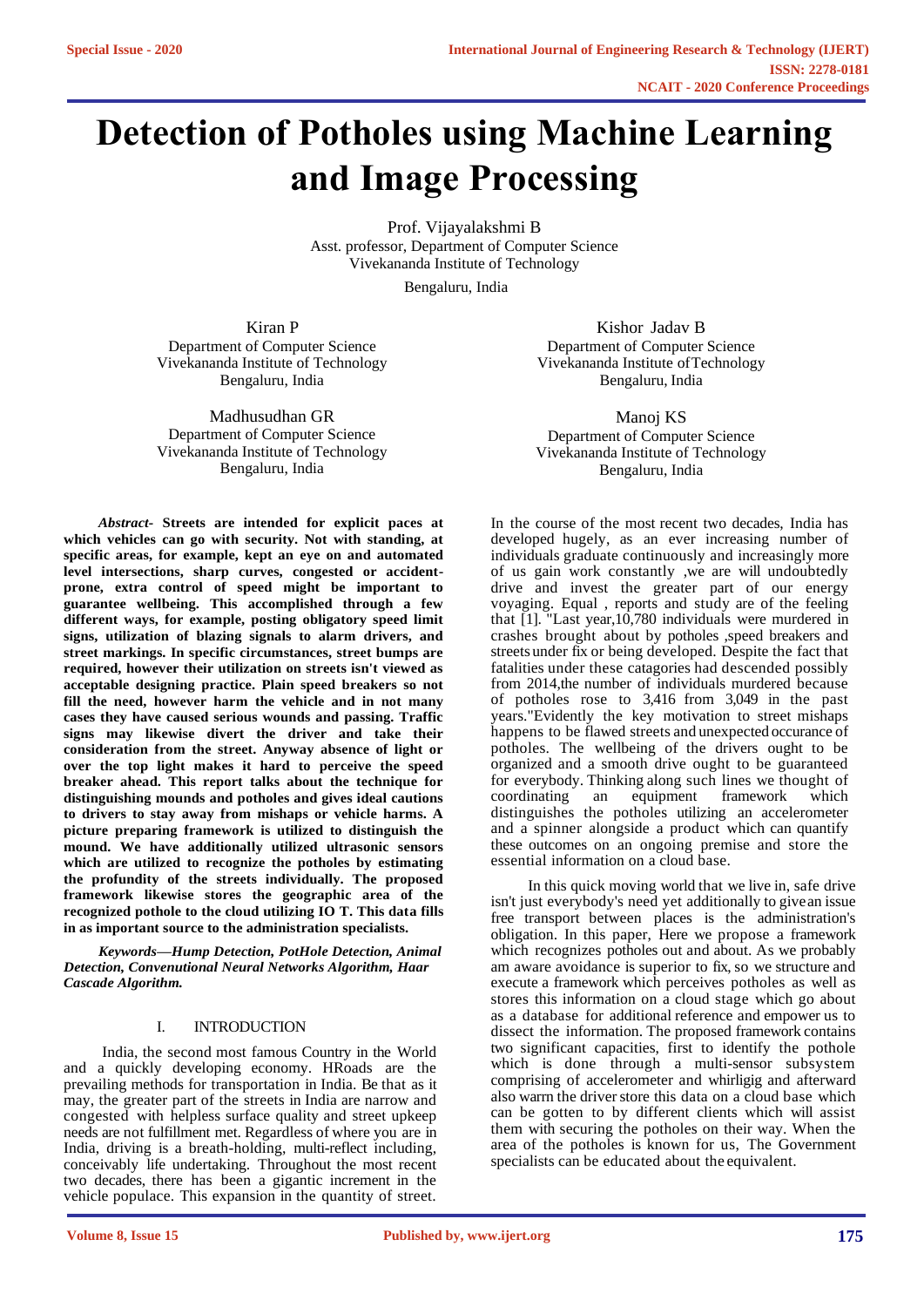# Detection of Potholes using Machine Learning and Image Processing

Prof. Vijayalakshmi B
Asst. professor, Department of Computer Science
Vivekananda Institute of Technology
Bengaluru, India

Kiran P
Department of Computer Science
Vivekananda Institute of Technology
Bengaluru, India

Kishor Jadav B
Department of Computer Science
Vivekananda Institute of Technology
Bengaluru, India

Madhusudhan GR
Department of Computer Science
Vivekananda Institute of Technology
Bengaluru, India

Manoj KS
Department of Computer Science
Vivekananda Institute of Technology
Bengaluru, India

***Abstract-*** **Streets are intended for explicit paces at which vehicles can go with security. Not with standing, at specific areas, for example, kept an eye on and automated level intersections, sharp curves, congested or accident-prone, extra control of speed might be important to guarantee wellbeing. This accomplished through a few different ways, for example, posting obligatory speed limit signs, utilization of blazing signals to alarm drivers, and street markings. In specific circumstances, street bumps are required, however their utilization on streets isn't viewed as acceptable designing practice. Plain speed breakers so not fill the need, however harm the vehicle and in not many cases they have caused serious wounds and passing. Traffic signs may likewise divert the driver and take their consideration from the street. Anyway absence of light or over the top light makes it hard to perceive the speed breaker ahead. This report talks about the technique for distinguishing mounds and potholes and gives ideal cautions to drivers to stay away from mishaps or vehicle harms. A picture preparing framework is utilized to distinguish the mound. We have additionally utilized ultrasonic sensors which are utilized to recognize the potholes by estimating the profundity of the streets individually. The proposed framework likewise stores the geographic area of the recognized pothole to the cloud utilizing IO T. This data fills in as important source to the administration specialists.**

***Keywords—Hump Detection, PotHole Detection, Animal Detection, Convenutional Neural Networks Algorithm, Haar Cascade Algorithm.***

## I. INTRODUCTION

India, the second most famous Country in the World and a quickly developing economy. HRoads are the prevailing methods for transportation in India. Be that as it may, the greater part of the streets in India are narrow and congested with helpless surface quality and street upkeep needs are not fulfillment met. Regardless of where you are in India, driving is a breath-holding, multi-reflect including, conceivably life undertaking. Throughout the most recent two decades, there has been a gigantic increment in the vehicle populace. This expansion in the quantity of street. In the course of the most recent two decades, India has developed hugely, as an ever increasing number of individuals graduate continuously and increasingly more of us gain work constantly ,we are will undoubtedly drive and invest the greater part of our energy voyaging. Equal , reports and study are of the feeling that [1]. "Last year,10,780 individuals were murdered in crashes brought about by potholes ,speed breakers and streets under fix or being developed. Despite the fact that fatalities under these catagories had descended possibly from 2014,the number of individuals murdered because of potholes rose to 3,416 from 3,049 in the past years."Evidently the key motivation to street mishaps happens to be flawed streets and unexpected occurance of potholes. The wellbeing of the drivers ought to be organized and a smooth drive ought to be guaranteed for everybody. Thinking along such lines we thought of coordinating an equipment framework which distinguishes the potholes utilizing an accelerometer and a spinner alongside a product which can quantify these outcomes on an ongoing premise and store the essential information on a cloud base.

In this quick moving world that we live in, safe drive isn't just everybody's need yet additionally to give an issue free transport between places is the administration's obligation. In this paper, Here we propose a framework which recognizes potholes out and about. As we probably am aware avoidance is superior to fix, so we structure and execute a framework which perceives potholes as well as stores this information on a cloud stage which go about as a database for additional reference and empower us to dissect the information. The proposed framework contains two significant capacities, first to identify the pothole which is done through a multi-sensor subsystem comprising of accelerometer and whirligig and afterward also warn the driver store this data on a cloud base which can be gotten to by different clients which will assist them with securing the potholes on their way. When the area of the potholes is known for us, The Government specialists can be educated about the equivalent.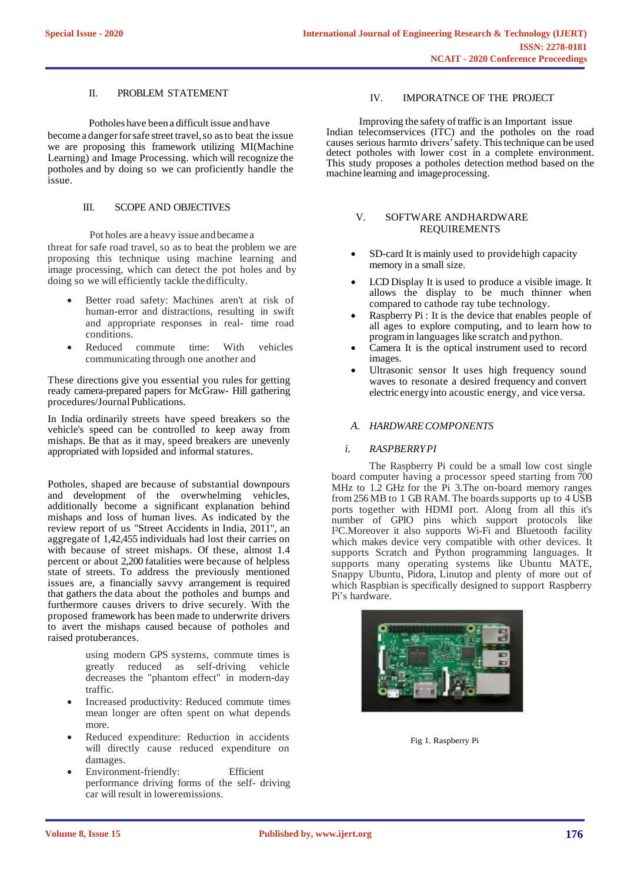## II. PROBLEM STATEMENT

Potholes have been a difficult issue and have become a danger for safe street travel, so as to beat the issue we are proposing this framework utilizing MI(Machine Learning) and Image Processing. which will recognize the potholes and by doing so we can proficiently handle the issue.

## III. SCOPE AND OBJECTIVES

Pot holes are a heavy issue and became a threat for safe road travel, so as to beat the problem we are proposing this technique using machine learning and image processing, which can detect the pot holes and by doing so we will efficiently tackle the difficulty.

- Better road safety: Machines aren't at risk of human-error and distractions, resulting in swift and appropriate responses in real- time road conditions.
- Reduced commute time: With vehicles communicating through one another and

These directions give you essential you rules for getting ready camera-prepared papers for McGraw- Hill gathering procedures/Journal Publications.

In India ordinarily streets have speed breakers so the vehicle's speed can be controlled to keep away from mishaps. Be that as it may, speed breakers are unevenly appropriated with lopsided and informal statures.

Potholes, shaped are because of substantial downpours and development of the overwhelming vehicles, additionally become a significant explanation behind mishaps and loss of human lives. As indicated by the review report of us "Street Accidents in India, 2011", an aggregate of 1,42,455 individuals had lost their carries on with because of street mishaps. Of these, almost 1.4 percent or about 2,200 fatalities were because of helpless state of streets. To address the previously mentioned issues are, a financially savvy arrangement is required that gathers the data about the potholes and bumps and furthermore causes drivers to drive securely. With the proposed framework has been made to underwrite drivers to avert the mishaps caused because of potholes and raised protuberances.

using modern GPS systems, commute times is greatly reduced as self-driving vehicle decreases the "phantom effect" in modern-day traffic.

- Increased productivity: Reduced commute times mean longer are often spent on what depends more.
- Reduced expenditure: Reduction in accidents will directly cause reduced expenditure on damages.
- Environment-friendly: Efficient performance driving forms of the self- driving car will result in lower emissions.

## IV. IMPORATNCE OF THE PROJECT

Improving the safety of traffic is an Important issue Indian telecomservices (ITC) and the potholes on the road causes serious harmto drivers' safety. This technique can be used detect potholes with lower cost in a complete environment. This study proposes a potholes detection method based on the machine learning and image processing.

## V. SOFTWARE ANDHARDWARE REQUIREMENTS

- SD-card It is mainly used to provide high capacity memory in a small size.
- LCD Display It is used to produce a visible image. It allows the display to be much thinner when compared to cathode ray tube technology.
- Raspberry Pi : It is the device that enables people of all ages to explore computing, and to learn how to program in languages like scratch and python.
- Camera It is the optical instrument used to record images.
- Ultrasonic sensor It uses high frequency sound waves to resonate a desired frequency and convert electric energy into acoustic energy, and vice versa.

### A. *HARDWARE COMPONENTS*

#### i. *RASPBERRY PI*

The Raspberry Pi could be a small low cost single board computer having a processor speed starting from 700 MHz to 1.2 GHz for the Pi 3.The on-board memory ranges from 256 MB to 1 GB RAM. The boards supports up to 4 USB ports together with HDMI port. Along from all this it's number of GPIO pins which support protocols like I²C.Moreover it also supports Wi-Fi and Bluetooth facility which makes device very compatible with other devices. It supports Scratch and Python programming languages. It supports many operating systems like Ubuntu MATE, Snappy Ubuntu, Pidora, Linutop and plenty of more out of which Raspbian is specifically designed to support Raspberry Pi's hardware.

Fig 1. Raspberry Pi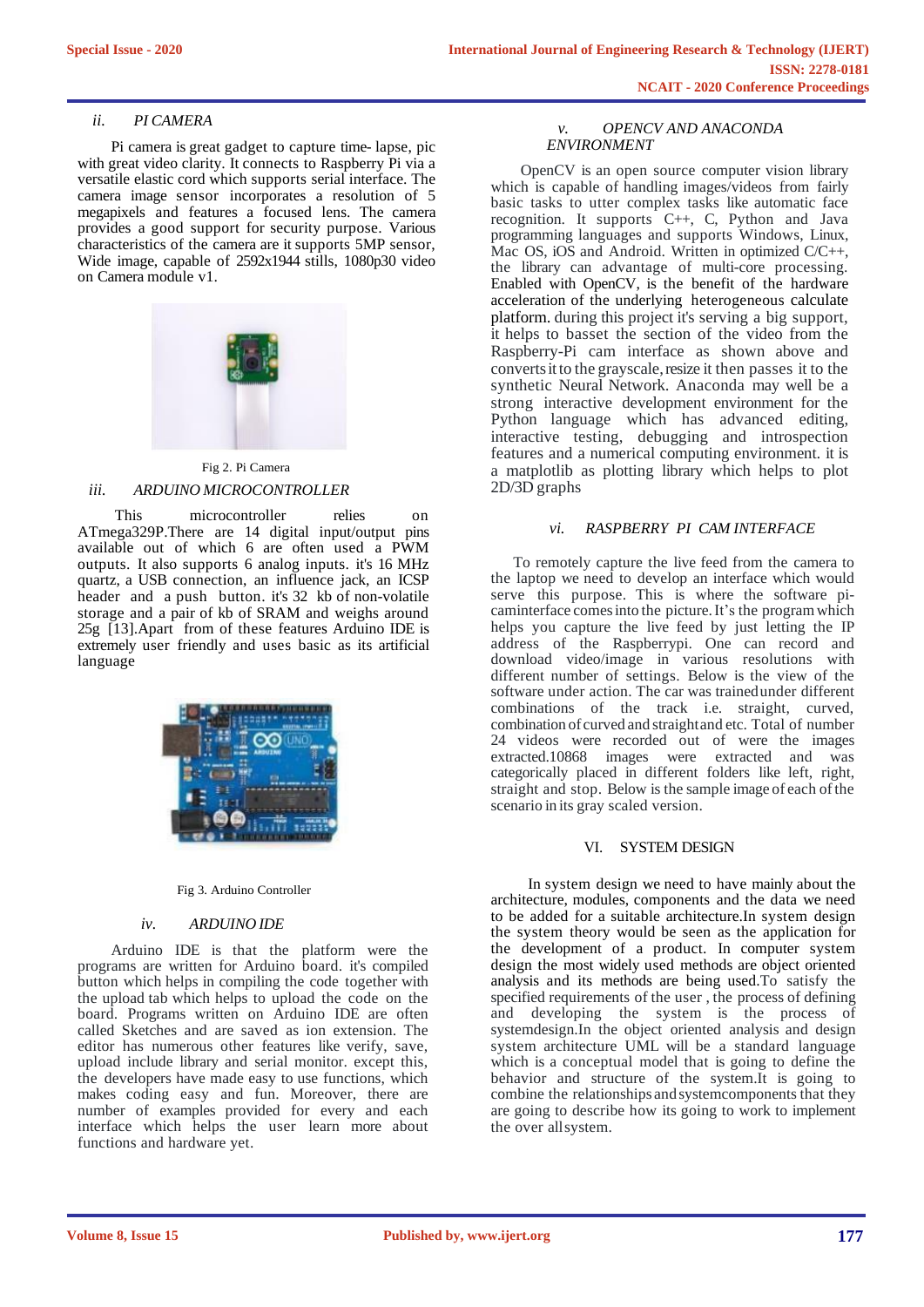### ii. PI CAMERA

Pi camera is great gadget to capture time- lapse, pic with great video clarity. It connects to Raspberry Pi via a versatile elastic cord which supports serial interface. The camera image sensor incorporates a resolution of 5 megapixels and features a focused lens. The camera provides a good support for security purpose. Various characteristics of the camera are it supports 5MP sensor, Wide image, capable of 2592x1944 stills, 1080p30 video on Camera module v1.

Fig 2. Pi Camera

### iii. ARDUINO MICROCONTROLLER

This microcontroller relies on ATmega329P.There are 14 digital input/output pins available out of which 6 are often used a PWM outputs. It also supports 6 analog inputs. it's 16 MHz quartz, a USB connection, an influence jack, an ICSP header and a push button. it's 32 kb of non-volatile storage and a pair of kb of SRAM and weighs around 25g [13].Apart from of these features Arduino IDE is extremely user friendly and uses basic as its artificial language

Fig 3. Arduino Controller

### iv. ARDUINO IDE

Arduino IDE is that the platform were the programs are written for Arduino board. it's compiled button which helps in compiling the code together with the upload tab which helps to upload the code on the board. Programs written on Arduino IDE are often called Sketches and are saved as ion extension. The editor has numerous other features like verify, save, upload include library and serial monitor. except this, the developers have made easy to use functions, which makes coding easy and fun. Moreover, there are number of examples provided for every and each interface which helps the user learn more about functions and hardware yet.

### v. OPENCV AND ANACONDA ENVIRONMENT

OpenCV is an open source computer vision library which is capable of handling images/videos from fairly basic tasks to utter complex tasks like automatic face recognition. It supports C++, C, Python and Java programming languages and supports Windows, Linux, Mac OS, iOS and Android. Written in optimized C/C++, the library can advantage of multi-core processing. Enabled with OpenCV, is the benefit of the hardware acceleration of the underlying heterogeneous calculate platform. during this project it's serving a big support, it helps to basset the section of the video from the Raspberry-Pi cam interface as shown above and converts it to the grayscale, resize it then passes it to the synthetic Neural Network. Anaconda may well be a strong interactive development environment for the Python language which has advanced editing, interactive testing, debugging and introspection features and a numerical computing environment. it is a matplotlib as plotting library which helps to plot 2D/3D graphs

### vi. RASPBERRY PI CAM INTERFACE

To remotely capture the live feed from the camera to the laptop we need to develop an interface which would serve this purpose. This is where the software pi-caminterface comes into the picture. It's the program which helps you capture the live feed by just letting the IP address of the Raspberrypi. One can record and download video/image in various resolutions with different number of settings. Below is the view of the software under action. The car was trainedunder different combinations of the track i.e. straight, curved, combination of curved and straight and etc. Total of number 24 videos were recorded out of were the images extracted.10868 images were extracted and was categorically placed in different folders like left, right, straight and stop. Below is the sample image of each of the scenario in its gray scaled version.

## VI. SYSTEM DESIGN

In system design we need to have mainly about the architecture, modules, components and the data we need to be added for a suitable architecture.In system design the system theory would be seen as the application for the development of a product. In computer system design the most widely used methods are object oriented analysis and its methods are being used.To satisfy the specified requirements of the user , the process of defining and developing the system is the process of systemdesign.In the object oriented analysis and design system architecture UML will be a standard language which is a conceptual model that is going to define the behavior and structure of the system.It is going to combine the relationships and systemcomponents that they are going to describe how its going to work to implement the over allsystem.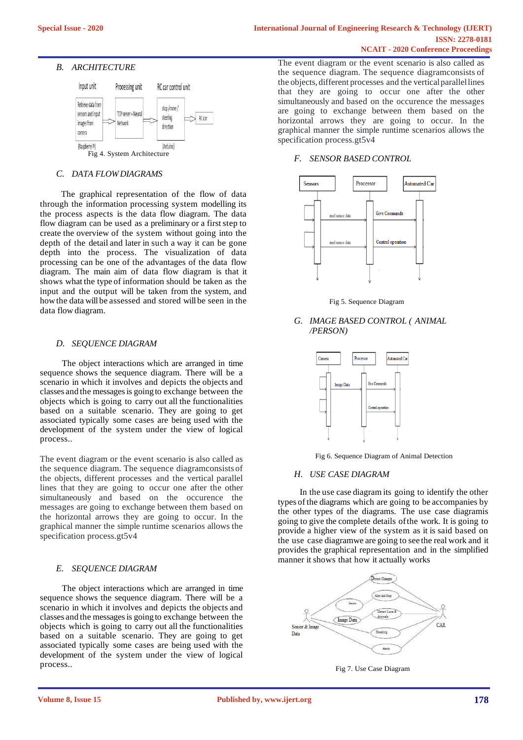### B. ARCHITECTURE

Fig 4. System Architecture

### C. DATA FLOW DIAGRAMS

The graphical representation of the flow of data through the information processing system modelling its the process aspects is the data flow diagram. The data flow diagram can be used as a preliminary or a first step to create the overview of the system without going into the depth of the detail and later in such a way it can be gone depth into the process. The visualization of data processing can be one of the advantages of the data flow diagram. The main aim of data flow diagram is that it shows what the type of information should be taken as the input and the output will be taken from the system, and how the data will be assessed and stored will be seen in the data flow diagram.

### D. SEQUENCE DIAGRAM

The object interactions which are arranged in time sequence shows the sequence diagram. There will be a scenario in which it involves and depicts the objects and classes and the messages is going to exchange between the objects which is going to carry out all the functionalities based on a suitable scenario. They are going to get associated typically some cases are being used with the development of the system under the view of logical process..

The event diagram or the event scenario is also called as the sequence diagram. The sequence diagramconsists of the objects, different processes and the vertical parallel lines that they are going to occur one after the other simultaneously and based on the occurence the messages are going to exchange between them based on the horizontal arrows they are going to occur. In the graphical manner the simple runtime scenarios allows the specification process.gt5v4

### E. SEQUENCE DIAGRAM

The object interactions which are arranged in time sequence shows the sequence diagram. There will be a scenario in which it involves and depicts the objects and classes and the messages is going to exchange between the objects which is going to carry out all the functionalities based on a suitable scenario. They are going to get associated typically some cases are being used with the development of the system under the view of logical process..

The event diagram or the event scenario is also called as the sequence diagram. The sequence diagramconsists of the objects, different processes and the vertical parallel lines that they are going to occur one after the other simultaneously and based on the occurence the messages are going to exchange between them based on the horizontal arrows they are going to occur. In the graphical manner the simple runtime scenarios allows the specification process.gt5v4

### F. SENSOR BASED CONTROL

Fig 5. Sequence Diagram

### G. IMAGE BASED CONTROL ( ANIMAL /PERSON)

Fig 6. Sequence Diagram of Animal Detection

### H. USE CASE DIAGRAM

In the use case diagram its going to identify the other types of the diagrams which are going to be accompanies by the other types of the diagrams. The use case diagramis going to give the complete details of the work. It is going to provide a higher view of the system as it is said based on the use case diagramwe are going to see the real work and it provides the graphical representation and in the simplified manner it shows that how it actually works

Fig 7. Use Case Diagram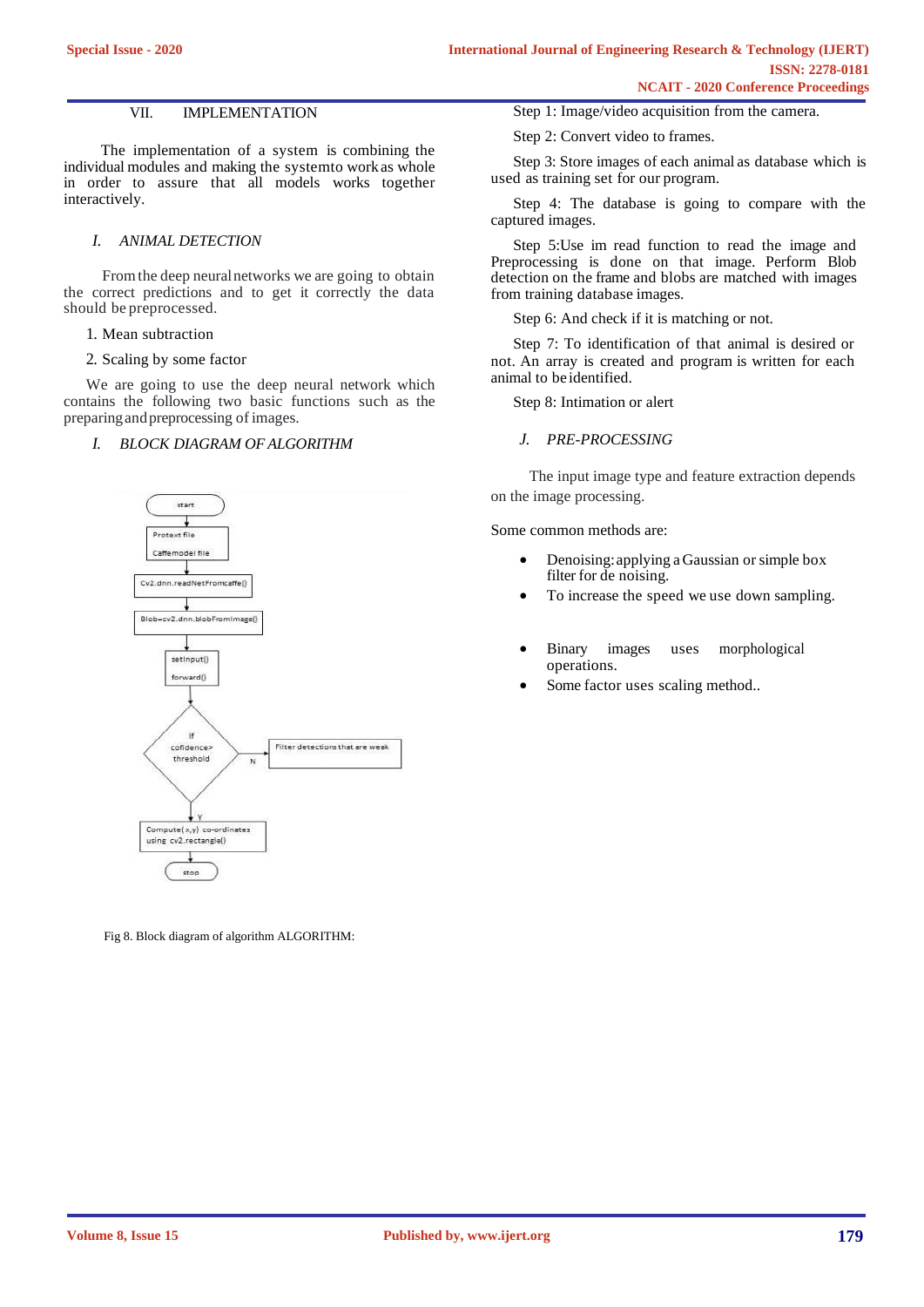## VII. IMPLEMENTATION

The implementation of a system is combining the individual modules and making the systemto workas whole in order to assure that all models works together interactively.

### I. ANIMAL DETECTION

From the deep neural networks we are going to obtain the correct predictions and to get it correctly the data should be preprocessed.

1. Mean subtraction
2. Scaling by some factor

We are going to use the deep neural network which contains the following two basic functions such as the preparing and preprocessing of images.

### I. BLOCK DIAGRAM OF ALGORITHM

start → Protext file / Caffemodel file → Cv2.dnn.readNetFromcaffe() → Blob=cv2.dnn.blobFromImage() → setInput() / forward() → If cofidence> threshold → (N) Filter detections that are weak; (Y) Compute( x,y) co-ordinates using cv2.rectangle() → stop

Fig 8. Block diagram of algorithm ALGORITHM:

Step 1: Image/video acquisition from the camera.

Step 2: Convert video to frames.

Step 3: Store images of each animal as database which is used as training set for our program.

Step 4: The database is going to compare with the captured images.

Step 5:Use im read function to read the image and Preprocessing is done on that image. Perform Blob detection on the frame and blobs are matched with images from training database images.

Step 6: And check if it is matching or not.

Step 7: To identification of that animal is desired or not. An array is created and program is written for each animal to be identified.

Step 8: Intimation or alert

### J. PRE-PROCESSING

The input image type and feature extraction depends on the image processing.

Some common methods are:

- Denoising: applying a Gaussian or simple box filter for de noising.
- To increase the speed we use down sampling.
- Binary images uses morphological operations.
- Some factor uses scaling method..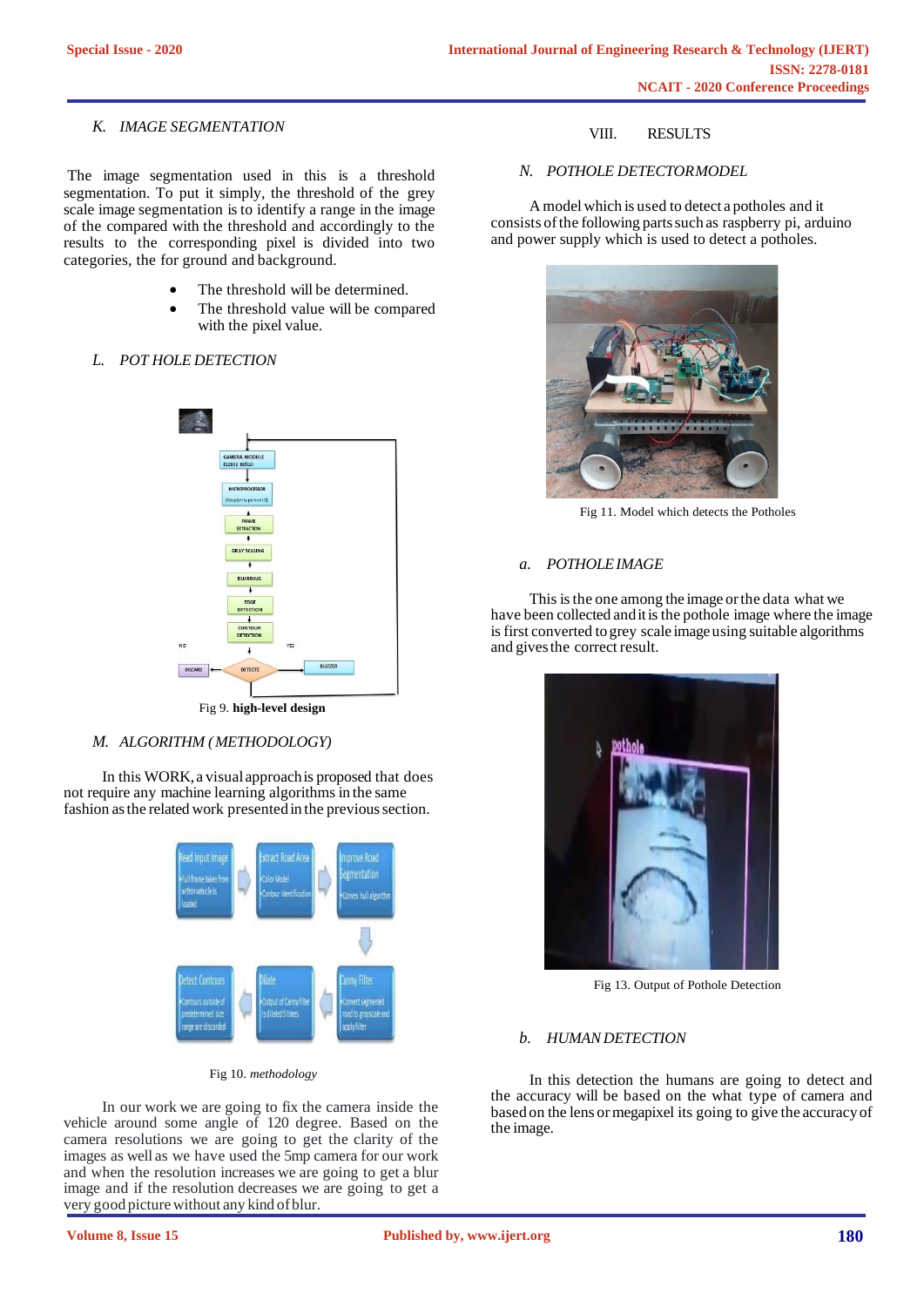### K. IMAGE SEGMENTATION

The image segmentation used in this is a threshold segmentation. To put it simply, the threshold of the grey scale image segmentation is to identify a range in the image of the compared with the threshold and accordingly to the results to the corresponding pixel is divided into two categories, the for ground and background.

- The threshold will be determined.
- The threshold value will be compared with the pixel value.

### L. POT HOLE DETECTION

Fig 9. **high-level design**

### M. ALGORITHM (METHODOLOGY)

In this WORK, a visual approach is proposed that does not require any machine learning algorithms in the same fashion as the related work presented in the previous section.

Fig 10. *methodology*

In our work we are going to fix the camera inside the vehicle around some angle of 120 degree. Based on the camera resolutions we are going to get the clarity of the images as well as we have used the 5mp camera for our work and when the resolution increases we are going to get a blur image and if the resolution decreases we are going to get a very good picture without any kind of blur.

## VIII. RESULTS

### N. POTHOLE DETECTOR MODEL

A model which is used to detect a potholes and it consists of the following parts such as raspberry pi, arduino and power supply which is used to detect a potholes.

Fig 11. Model which detects the Potholes

### a. POTHOLE IMAGE

This is the one among the image or the data what we have been collected and it is the pothole image where the image is first converted to grey scale image using suitable algorithms and gives the correct result.

Fig 13. Output of Pothole Detection

### b. HUMAN DETECTION

In this detection the humans are going to detect and the accuracy will be based on the what type of camera and based on the lens or megapixel its going to give the accuracy of the image.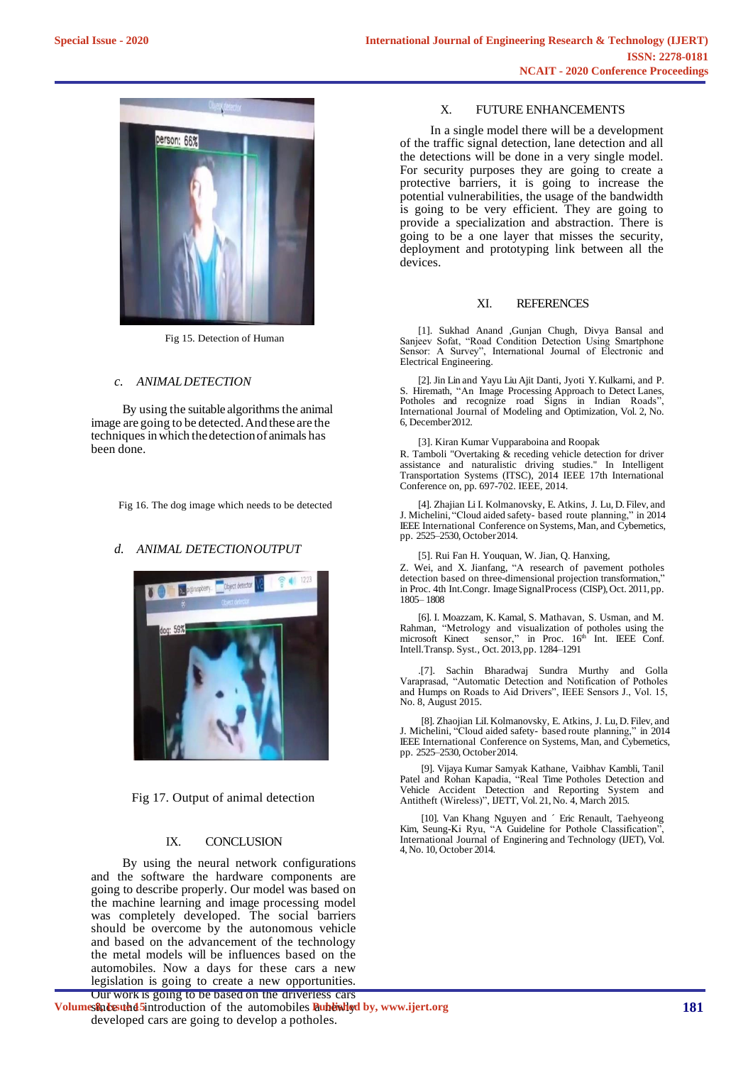Fig 15. Detection of Human

### c. ANIMAL DETECTION

By using the suitable algorithms the animal image are going to be detected. And these are the techniques in which the detection of animals has been done.

Fig 16. The dog image which needs to be detected

### d. ANIMAL DETECTION OUTPUT

Fig 17. Output of animal detection

## IX. CONCLUSION

By using the neural network configurations and the software the hardware components are going to describe properly. Our model was based on the machine learning and image processing model was completely developed. The social barriers should be overcome by the autonomous vehicle and based on the advancement of the technology the metal models will be influences based on the automobiles. Now a days for these cars a new legislation is going to create a new opportunities. Our work is going to be based on the driverless cars since the introduction of the automobiles the newly developed cars are going to develop a potholes.

## X. FUTURE ENHANCEMENTS

In a single model there will be a development of the traffic signal detection, lane detection and all the detections will be done in a very single model. For security purposes they are going to create a protective barriers, it is going to increase the potential vulnerabilities, the usage of the bandwidth is going to be very efficient. They are going to provide a specialization and abstraction. There is going to be a one layer that misses the security, deployment and prototyping link between all the devices.

## XI. REFERENCES

[1]. Sukhad Anand ,Gunjan Chugh, Divya Bansal and Sanjeev Sofat, "Road Condition Detection Using Smartphone Sensor: A Survey", International Journal of Electronic and Electrical Engineering.

[2]. Jin Lin and Yayu Liu Ajit Danti, Jyoti Y. Kulkarni, and P. S. Hiremath, "An Image Processing Approach to Detect Lanes, Potholes and recognize road Signs in Indian Roads", International Journal of Modeling and Optimization, Vol. 2, No. 6, December 2012.

[3]. Kiran Kumar Vupparaboina and Roopak R. Tamboli "Overtaking & receding vehicle detection for driver assistance and naturalistic driving studies." In Intelligent Transportation Systems (ITSC), 2014 IEEE 17th International Conference on, pp. 697-702. IEEE, 2014.

[4]. Zhajian Li I. Kolmanovsky, E. Atkins, J. Lu, D. Filev, and J. Michelini, "Cloud aided safety- based route planning," in 2014 IEEE International Conference on Systems, Man, and Cybernetics, pp. 2525–2530, October 2014.

[5]. Rui Fan H. Youquan, W. Jian, Q. Hanxing, Z. Wei, and X. Jianfang, "A research of pavement potholes detection based on three-dimensional projection transformation," in Proc. 4th Int.Congr. Image Signal Process (CISP), Oct. 2011, pp. 1805– 1808

[6]. I. Moazzam, K. Kamal, S. Mathavan, S. Usman, and M. Rahman, "Metrology and visualization of potholes using the microsoft Kinect sensor," in Proc. 16th Int. IEEE Conf. Intell.Transp. Syst., Oct. 2013, pp. 1284–1291

.[7]. Sachin Bharadwaj Sundra Murthy and Golla Varaprasad, "Automatic Detection and Notification of Potholes and Humps on Roads to Aid Drivers", IEEE Sensors J., Vol. 15, No. 8, August 2015.

[8]. Zhaojian LiI. Kolmanovsky, E. Atkins, J. Lu, D. Filev, and J. Michelini, "Cloud aided safety- based route planning," in 2014 IEEE International Conference on Systems, Man, and Cybernetics, pp. 2525–2530, October 2014.

[9]. Vijaya Kumar Samyak Kathane, Vaibhav Kambli, Tanil Patel and Rohan Kapadia, "Real Time Potholes Detection and Vehicle Accident Detection and Reporting System and Antitheft (Wireless)", IJETT, Vol. 21, No. 4, March 2015.

[10]. Van Khang Nguyen and ´ Eric Renault, Taehyeong Kim, Seung-Ki Ryu, "A Guideline for Pothole Classification", International Journal of Enginering and Technology (IJET), Vol. 4, No. 10, October 2014.